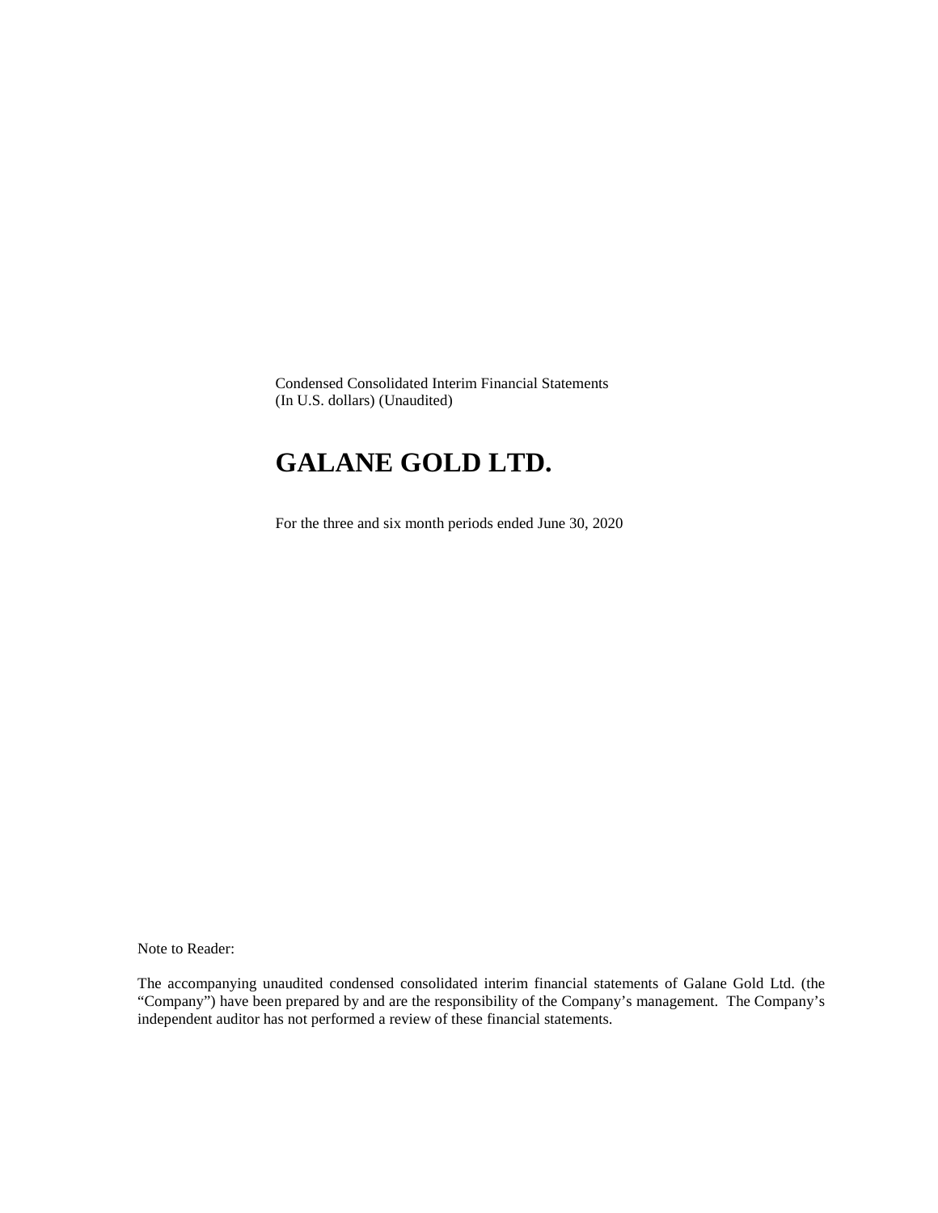Condensed Consolidated Interim Financial Statements
(In U.S. dollars) (Unaudited)

# GALANE GOLD LTD.

For the three and six month periods ended June 30, 2020

Note to Reader:

The accompanying unaudited condensed consolidated interim financial statements of Galane Gold Ltd. (the "Company") have been prepared by and are the responsibility of the Company's management. The Company's independent auditor has not performed a review of these financial statements.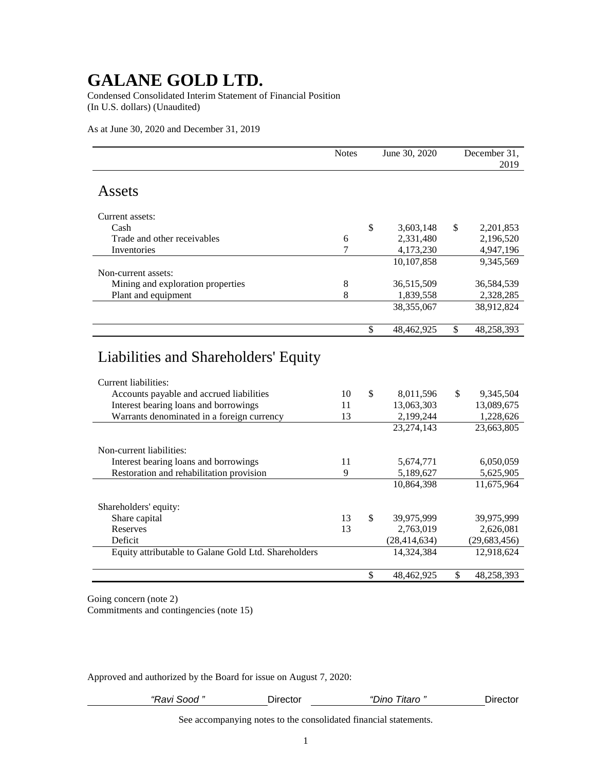# GALANE GOLD LTD.

Condensed Consolidated Interim Statement of Financial Position
(In U.S. dollars) (Unaudited)

As at June 30, 2020 and December 31, 2019

| | Notes | June 30, 2020 | December 31, 2019 |
|---|---|---|---|
| **Assets** | | | |
| Current assets: | | | |
| Cash | | $ 3,603,148 | $ 2,201,853 |
| Trade and other receivables | 6 | 2,331,480 | 2,196,520 |
| Inventories | 7 | 4,173,230 | 4,947,196 |
| | | 10,107,858 | 9,345,569 |
| Non-current assets: | | | |
| Mining and exploration properties | 8 | 36,515,509 | 36,584,539 |
| Plant and equipment | 8 | 1,839,558 | 2,328,285 |
| | | 38,355,067 | 38,912,824 |
| | | $ 48,462,925 | $ 48,258,393 |
| **Liabilities and Shareholders' Equity** | | | |
| Current liabilities: | | | |
| Accounts payable and accrued liabilities | 10 | $ 8,011,596 | $ 9,345,504 |
| Interest bearing loans and borrowings | 11 | 13,063,303 | 13,089,675 |
| Warrants denominated in a foreign currency | 13 | 2,199,244 | 1,228,626 |
| | | 23,274,143 | 23,663,805 |
| Non-current liabilities: | | | |
| Interest bearing loans and borrowings | 11 | 5,674,771 | 6,050,059 |
| Restoration and rehabilitation provision | 9 | 5,189,627 | 5,625,905 |
| | | 10,864,398 | 11,675,964 |
| Shareholders' equity: | | | |
| Share capital | 13 | $ 39,975,999 | 39,975,999 |
| Reserves | 13 | 2,763,019 | 2,626,081 |
| Deficit | | (28,414,634) | (29,683,456) |
| Equity attributable to Galane Gold Ltd. Shareholders | | 14,324,384 | 12,918,624 |
| | | $ 48,462,925 | $ 48,258,393 |

Going concern (note 2)
Commitments and contingencies (note 15)

Approved and authorized by the Board for issue on August 7, 2020:

*"Ravi Sood "* Director *"Dino Titaro "* Director

See accompanying notes to the consolidated financial statements.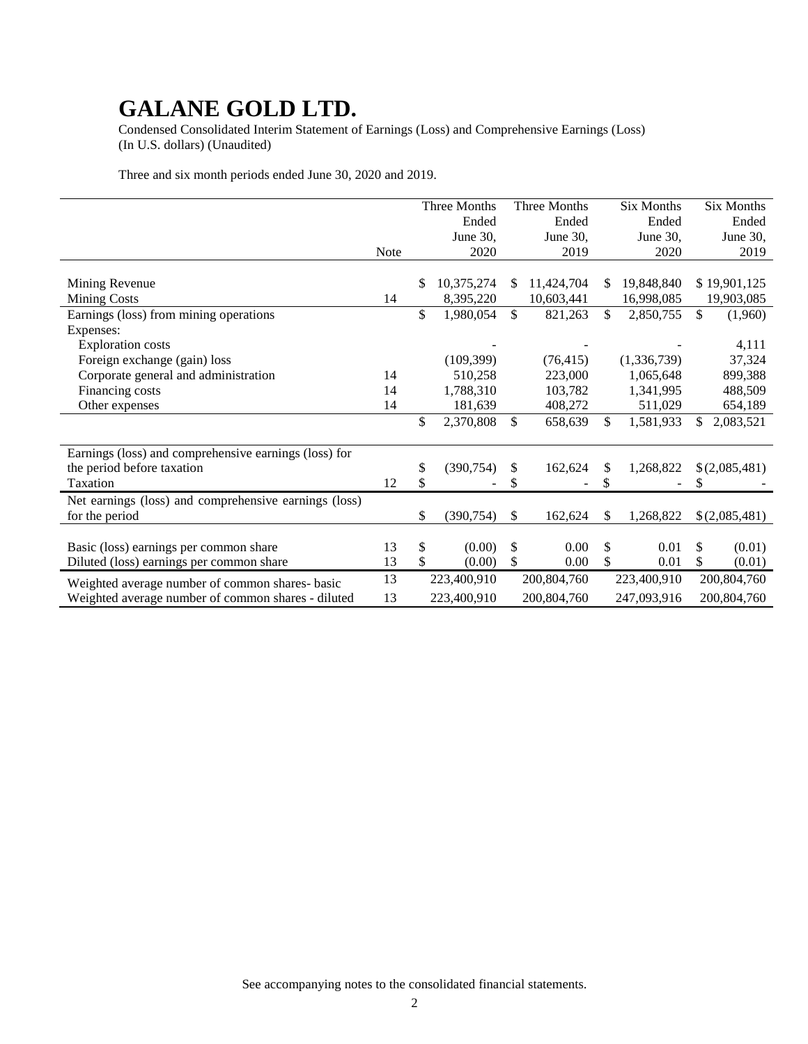# GALANE GOLD LTD.

Condensed Consolidated Interim Statement of Earnings (Loss) and Comprehensive Earnings (Loss)
(In U.S. dollars) (Unaudited)

Three and six month periods ended June 30, 2020 and 2019.

| | Note | Three Months Ended June 30, 2020 | Three Months Ended June 30, 2019 | Six Months Ended June 30, 2020 | Six Months Ended June 30, 2019 |
|---|---|---|---|---|---|
| Mining Revenue | | $ 10,375,274 | $ 11,424,704 | $ 19,848,840 | $ 19,901,125 |
| Mining Costs | 14 | 8,395,220 | 10,603,441 | 16,998,085 | 19,903,085 |
| Earnings (loss) from mining operations | | $ 1,980,054 | $ 821,263 | $ 2,850,755 | $ (1,960) |
| Expenses: | | | | | |
| Exploration costs | | - | - | - | 4,111 |
| Foreign exchange (gain) loss | | (109,399) | (76,415) | (1,336,739) | 37,324 |
| Corporate general and administration | 14 | 510,258 | 223,000 | 1,065,648 | 899,388 |
| Financing costs | 14 | 1,788,310 | 103,782 | 1,341,995 | 488,509 |
| Other expenses | 14 | 181,639 | 408,272 | 511,029 | 654,189 |
| | | $ 2,370,808 | $ 658,639 | $ 1,581,933 | $ 2,083,521 |
| Earnings (loss) and comprehensive earnings (loss) for the period before taxation | | $ (390,754) | $ 162,624 | $ 1,268,822 | $ (2,085,481) |
| Taxation | 12 | $ - | $ - | $ - | $ - |
| Net earnings (loss) and comprehensive earnings (loss) for the period | | $ (390,754) | $ 162,624 | $ 1,268,822 | $ (2,085,481) |
| Basic (loss) earnings per common share | 13 | $ (0.00) | $ 0.00 | $ 0.01 | $ (0.01) |
| Diluted (loss) earnings per common share | 13 | $ (0.00) | $ 0.00 | $ 0.01 | $ (0.01) |
| Weighted average number of common shares- basic | 13 | 223,400,910 | 200,804,760 | 223,400,910 | 200,804,760 |
| Weighted average number of common shares - diluted | 13 | 223,400,910 | 200,804,760 | 247,093,916 | 200,804,760 |

See accompanying notes to the consolidated financial statements.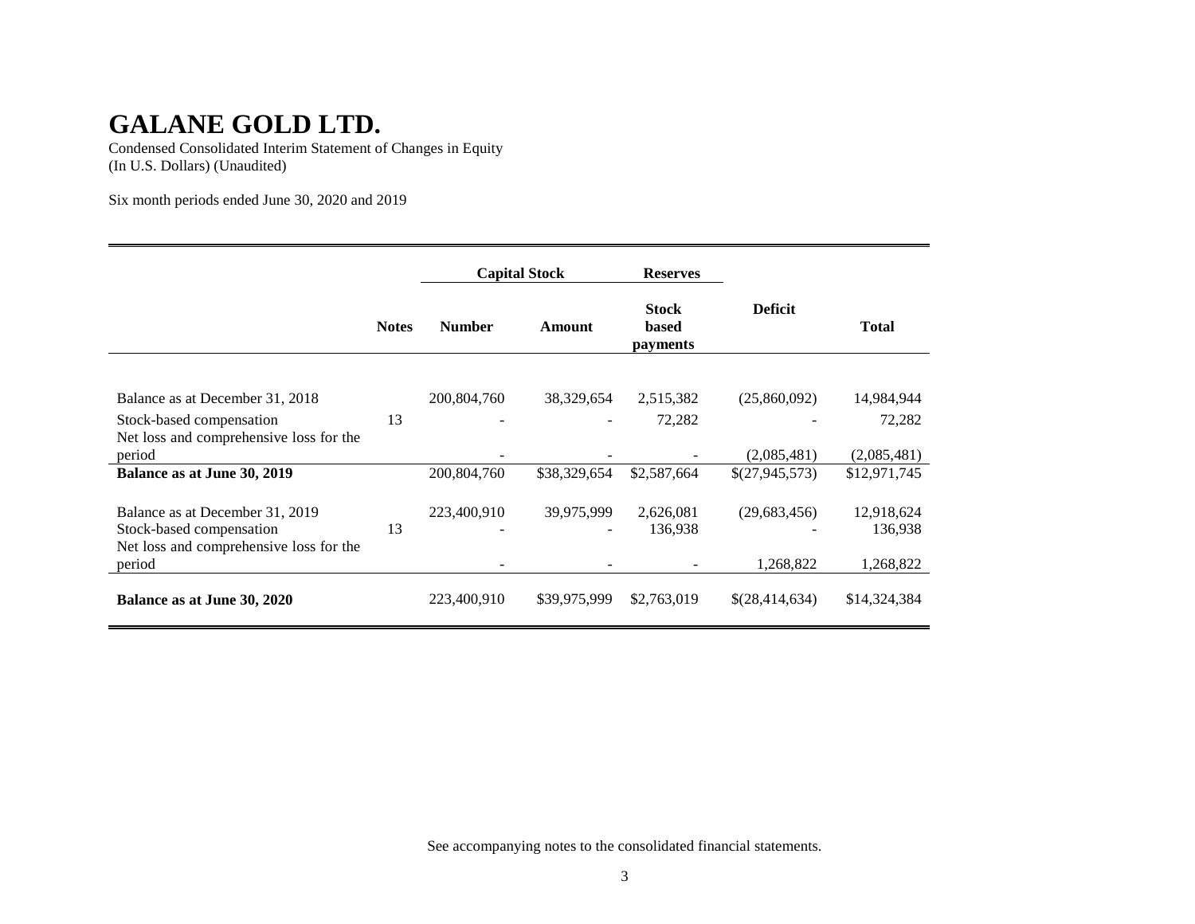# GALANE GOLD LTD.

Condensed Consolidated Interim Statement of Changes in Equity
(In U.S. Dollars) (Unaudited)

Six month periods ended June 30, 2020 and 2019

| | | Capital Stock | | Reserves | | |
|---|---|---|---|---|---|---|
| | **Notes** | **Number** | **Amount** | **Stock based payments** | **Deficit** | **Total** |
| Balance as at December 31, 2018 | | 200,804,760 | 38,329,654 | 2,515,382 | (25,860,092) | 14,984,944 |
| Stock-based compensation | 13 | - | - | 72,282 | - | 72,282 |
| Net loss and comprehensive loss for the period | | - | - | - | (2,085,481) | (2,085,481) |
| **Balance as at June 30, 2019** | | 200,804,760 | $38,329,654 | $2,587,664 | $(27,945,573) | $12,971,745 |
| Balance as at December 31, 2019 | | 223,400,910 | 39,975,999 | 2,626,081 | (29,683,456) | 12,918,624 |
| Stock-based compensation | 13 | - | - | 136,938 | - | 136,938 |
| Net loss and comprehensive loss for the period | | - | - | - | 1,268,822 | 1,268,822 |
| **Balance as at June 30, 2020** | | 223,400,910 | $39,975,999 | $2,763,019 | $(28,414,634) | $14,324,384 |

See accompanying notes to the consolidated financial statements.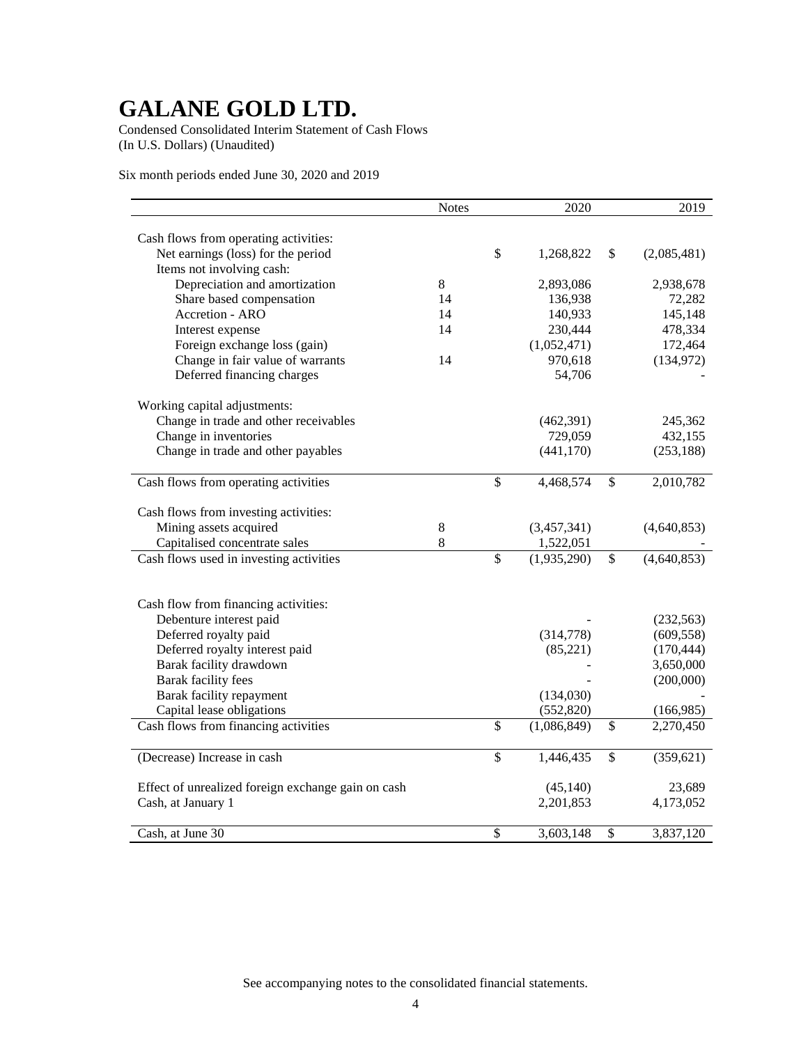# GALANE GOLD LTD.

Condensed Consolidated Interim Statement of Cash Flows
(In U.S. Dollars) (Unaudited)

Six month periods ended June 30, 2020 and 2019

| | Notes | 2020 | 2019 |
|---|---|---|---|
| Cash flows from operating activities: | | | |
| Net earnings (loss) for the period | | $ 1,268,822 | $ (2,085,481) |
| Items not involving cash: | | | |
| Depreciation and amortization | 8 | 2,893,086 | 2,938,678 |
| Share based compensation | 14 | 136,938 | 72,282 |
| Accretion - ARO | 14 | 140,933 | 145,148 |
| Interest expense | 14 | 230,444 | 478,334 |
| Foreign exchange loss (gain) | | (1,052,471) | 172,464 |
| Change in fair value of warrants | 14 | 970,618 | (134,972) |
| Deferred financing charges | | 54,706 | - |
| Working capital adjustments: | | | |
| Change in trade and other receivables | | (462,391) | 245,362 |
| Change in inventories | | 729,059 | 432,155 |
| Change in trade and other payables | | (441,170) | (253,188) |
| Cash flows from operating activities | | $ 4,468,574 | $ 2,010,782 |
| Cash flows from investing activities: | | | |
| Mining assets acquired | 8 | (3,457,341) | (4,640,853) |
| Capitalised concentrate sales | 8 | 1,522,051 | - |
| Cash flows used in investing activities | | $ (1,935,290) | $ (4,640,853) |
| Cash flow from financing activities: | | | |
| Debenture interest paid | | - | (232,563) |
| Deferred royalty paid | | (314,778) | (609,558) |
| Deferred royalty interest paid | | (85,221) | (170,444) |
| Barak facility drawdown | | - | 3,650,000 |
| Barak facility fees | | - | (200,000) |
| Barak facility repayment | | (134,030) | - |
| Capital lease obligations | | (552,820) | (166,985) |
| Cash flows from financing activities | | $ (1,086,849) | $ 2,270,450 |
| (Decrease) Increase in cash | | $ 1,446,435 | $ (359,621) |
| Effect of unrealized foreign exchange gain on cash | | (45,140) | 23,689 |
| Cash, at January 1 | | 2,201,853 | 4,173,052 |
| Cash, at June 30 | | $ 3,603,148 | $ 3,837,120 |

See accompanying notes to the consolidated financial statements.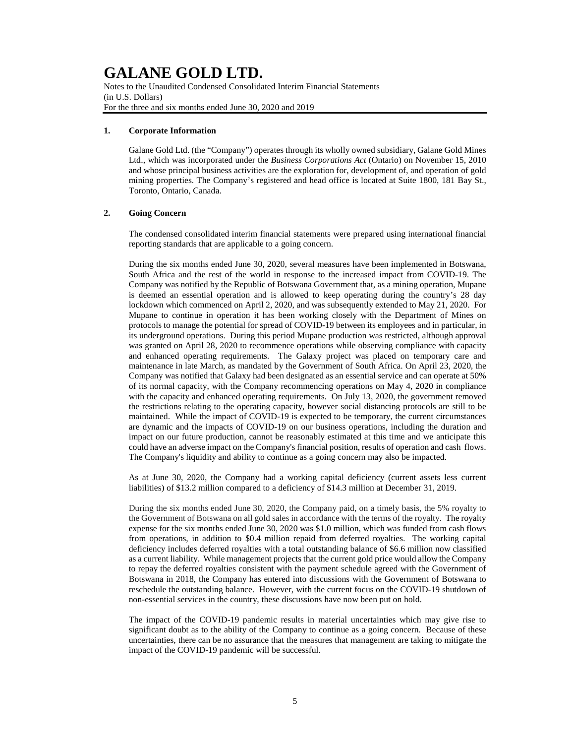# GALANE GOLD LTD.

Notes to the Unaudited Condensed Consolidated Interim Financial Statements
(in U.S. Dollars)
For the three and six months ended June 30, 2020 and 2019

## 1. Corporate Information

Galane Gold Ltd. (the "Company") operates through its wholly owned subsidiary, Galane Gold Mines Ltd., which was incorporated under the *Business Corporations Act* (Ontario) on November 15, 2010 and whose principal business activities are the exploration for, development of, and operation of gold mining properties. The Company's registered and head office is located at Suite 1800, 181 Bay St., Toronto, Ontario, Canada.

## 2. Going Concern

The condensed consolidated interim financial statements were prepared using international financial reporting standards that are applicable to a going concern.

During the six months ended June 30, 2020, several measures have been implemented in Botswana, South Africa and the rest of the world in response to the increased impact from COVID-19. The Company was notified by the Republic of Botswana Government that, as a mining operation, Mupane is deemed an essential operation and is allowed to keep operating during the country's 28 day lockdown which commenced on April 2, 2020, and was subsequently extended to May 21, 2020. For Mupane to continue in operation it has been working closely with the Department of Mines on protocols to manage the potential for spread of COVID-19 between its employees and in particular, in its underground operations. During this period Mupane production was restricted, although approval was granted on April 28, 2020 to recommence operations while observing compliance with capacity and enhanced operating requirements. The Galaxy project was placed on temporary care and maintenance in late March, as mandated by the Government of South Africa. On April 23, 2020, the Company was notified that Galaxy had been designated as an essential service and can operate at 50% of its normal capacity, with the Company recommencing operations on May 4, 2020 in compliance with the capacity and enhanced operating requirements. On July 13, 2020, the government removed the restrictions relating to the operating capacity, however social distancing protocols are still to be maintained. While the impact of COVID-19 is expected to be temporary, the current circumstances are dynamic and the impacts of COVID-19 on our business operations, including the duration and impact on our future production, cannot be reasonably estimated at this time and we anticipate this could have an adverse impact on the Company's financial position, results of operation and cash flows. The Company's liquidity and ability to continue as a going concern may also be impacted.

As at June 30, 2020, the Company had a working capital deficiency (current assets less current liabilities) of $13.2 million compared to a deficiency of $14.3 million at December 31, 2019.

During the six months ended June 30, 2020, the Company paid, on a timely basis, the 5% royalty to the Government of Botswana on all gold sales in accordance with the terms of the royalty. The royalty expense for the six months ended June 30, 2020 was $1.0 million, which was funded from cash flows from operations, in addition to $0.4 million repaid from deferred royalties. The working capital deficiency includes deferred royalties with a total outstanding balance of $6.6 million now classified as a current liability. While management projects that the current gold price would allow the Company to repay the deferred royalties consistent with the payment schedule agreed with the Government of Botswana in 2018, the Company has entered into discussions with the Government of Botswana to reschedule the outstanding balance. However, with the current focus on the COVID-19 shutdown of non-essential services in the country, these discussions have now been put on hold.

The impact of the COVID-19 pandemic results in material uncertainties which may give rise to significant doubt as to the ability of the Company to continue as a going concern. Because of these uncertainties, there can be no assurance that the measures that management are taking to mitigate the impact of the COVID-19 pandemic will be successful.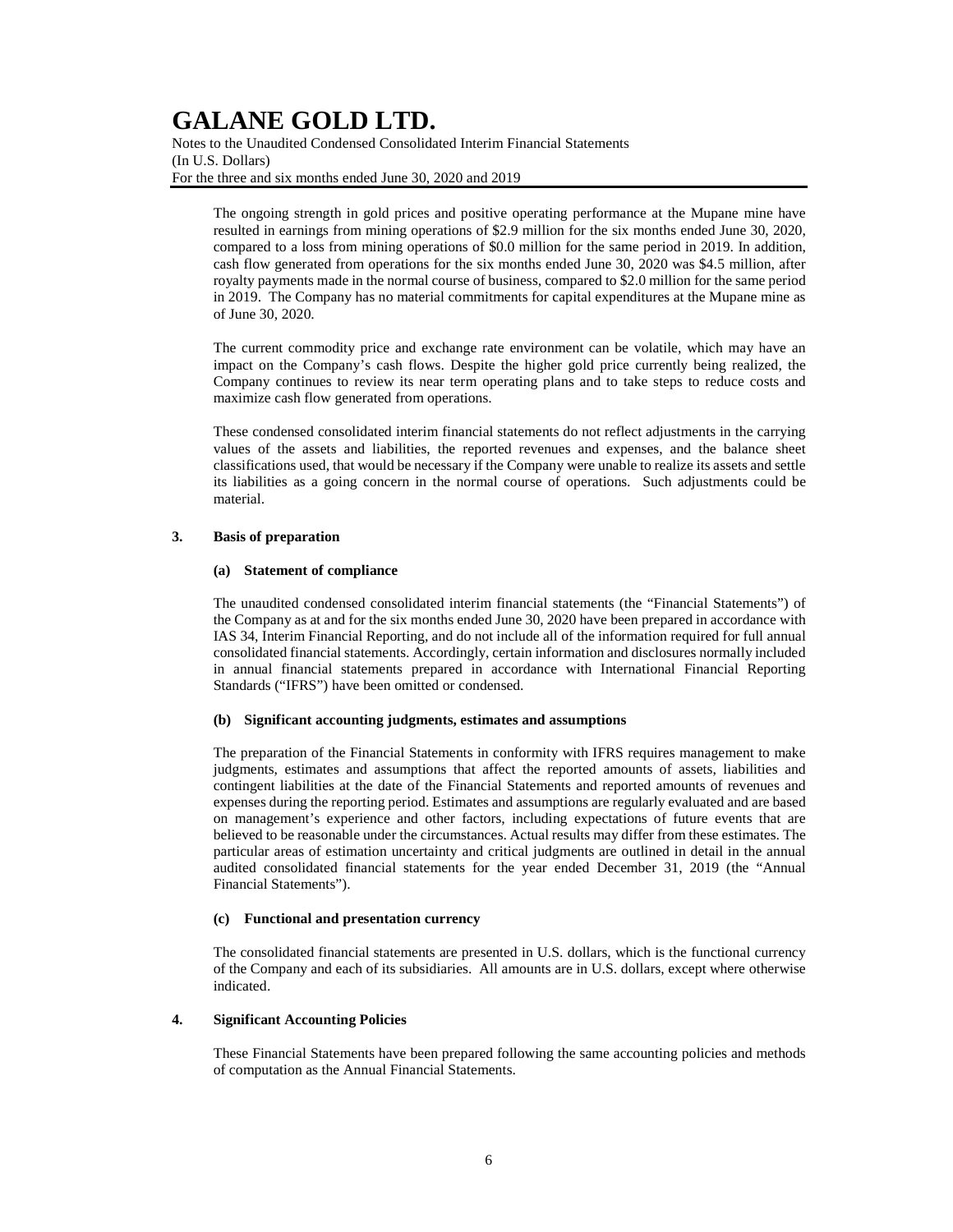The ongoing strength in gold prices and positive operating performance at the Mupane mine have resulted in earnings from mining operations of $2.9 million for the six months ended June 30, 2020, compared to a loss from mining operations of $0.0 million for the same period in 2019. In addition, cash flow generated from operations for the six months ended June 30, 2020 was $4.5 million, after royalty payments made in the normal course of business, compared to $2.0 million for the same period in 2019. The Company has no material commitments for capital expenditures at the Mupane mine as of June 30, 2020.

The current commodity price and exchange rate environment can be volatile, which may have an impact on the Company's cash flows. Despite the higher gold price currently being realized, the Company continues to review its near term operating plans and to take steps to reduce costs and maximize cash flow generated from operations.

These condensed consolidated interim financial statements do not reflect adjustments in the carrying values of the assets and liabilities, the reported revenues and expenses, and the balance sheet classifications used, that would be necessary if the Company were unable to realize its assets and settle its liabilities as a going concern in the normal course of operations. Such adjustments could be material.

## 3. Basis of preparation

### (a) Statement of compliance

The unaudited condensed consolidated interim financial statements (the "Financial Statements") of the Company as at and for the six months ended June 30, 2020 have been prepared in accordance with IAS 34, Interim Financial Reporting, and do not include all of the information required for full annual consolidated financial statements. Accordingly, certain information and disclosures normally included in annual financial statements prepared in accordance with International Financial Reporting Standards ("IFRS") have been omitted or condensed.

### (b) Significant accounting judgments, estimates and assumptions

The preparation of the Financial Statements in conformity with IFRS requires management to make judgments, estimates and assumptions that affect the reported amounts of assets, liabilities and contingent liabilities at the date of the Financial Statements and reported amounts of revenues and expenses during the reporting period. Estimates and assumptions are regularly evaluated and are based on management's experience and other factors, including expectations of future events that are believed to be reasonable under the circumstances. Actual results may differ from these estimates. The particular areas of estimation uncertainty and critical judgments are outlined in detail in the annual audited consolidated financial statements for the year ended December 31, 2019 (the "Annual Financial Statements").

### (c) Functional and presentation currency

The consolidated financial statements are presented in U.S. dollars, which is the functional currency of the Company and each of its subsidiaries. All amounts are in U.S. dollars, except where otherwise indicated.

## 4. Significant Accounting Policies

These Financial Statements have been prepared following the same accounting policies and methods of computation as the Annual Financial Statements.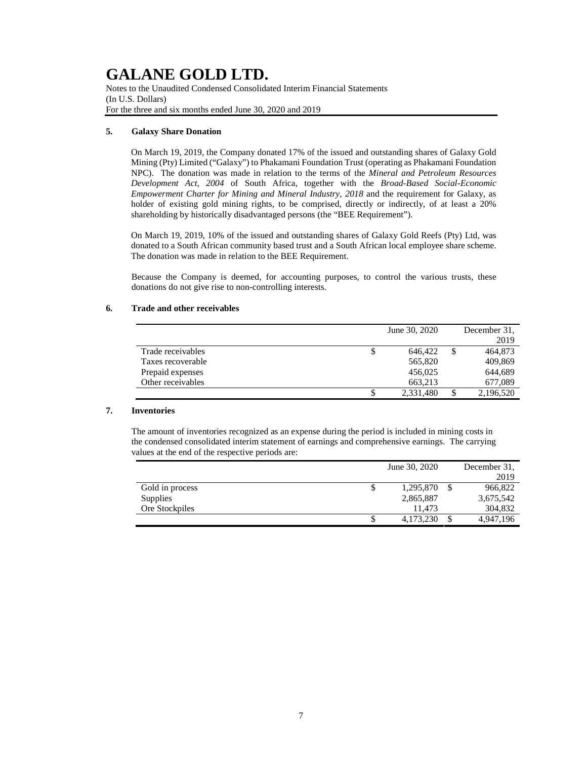# GALANE GOLD LTD.

Notes to the Unaudited Condensed Consolidated Interim Financial Statements
(In U.S. Dollars)
For the three and six months ended June 30, 2020 and 2019

## 5. Galaxy Share Donation

On March 19, 2019, the Company donated 17% of the issued and outstanding shares of Galaxy Gold Mining (Pty) Limited ("Galaxy") to Phakamani Foundation Trust (operating as Phakamani Foundation NPC). The donation was made in relation to the terms of the *Mineral and Petroleum Resources Development Act, 2004* of South Africa, together with the *Broad-Based Social-Economic Empowerment Charter for Mining and Mineral Industry, 2018* and the requirement for Galaxy, as holder of existing gold mining rights, to be comprised, directly or indirectly, of at least a 20% shareholding by historically disadvantaged persons (the "BEE Requirement").

On March 19, 2019, 10% of the issued and outstanding shares of Galaxy Gold Reefs (Pty) Ltd, was donated to a South African community based trust and a South African local employee share scheme. The donation was made in relation to the BEE Requirement.

Because the Company is deemed, for accounting purposes, to control the various trusts, these donations do not give rise to non-controlling interests.

## 6. Trade and other receivables

| | June 30, 2020 | December 31, 2019 |
|---|---|---|
| Trade receivables | $ 646,422 | $ 464,873 |
| Taxes recoverable | 565,820 | 409,869 |
| Prepaid expenses | 456,025 | 644,689 |
| Other receivables | 663,213 | 677,089 |
| | $ 2,331,480 | $ 2,196,520 |

## 7. Inventories

The amount of inventories recognized as an expense during the period is included in mining costs in the condensed consolidated interim statement of earnings and comprehensive earnings. The carrying values at the end of the respective periods are:

| | June 30, 2020 | December 31, 2019 |
|---|---|---|
| Gold in process | $ 1,295,870 | $ 966,822 |
| Supplies | 2,865,887 | 3,675,542 |
| Ore Stockpiles | 11,473 | 304,832 |
| | $ 4,173,230 | $ 4,947,196 |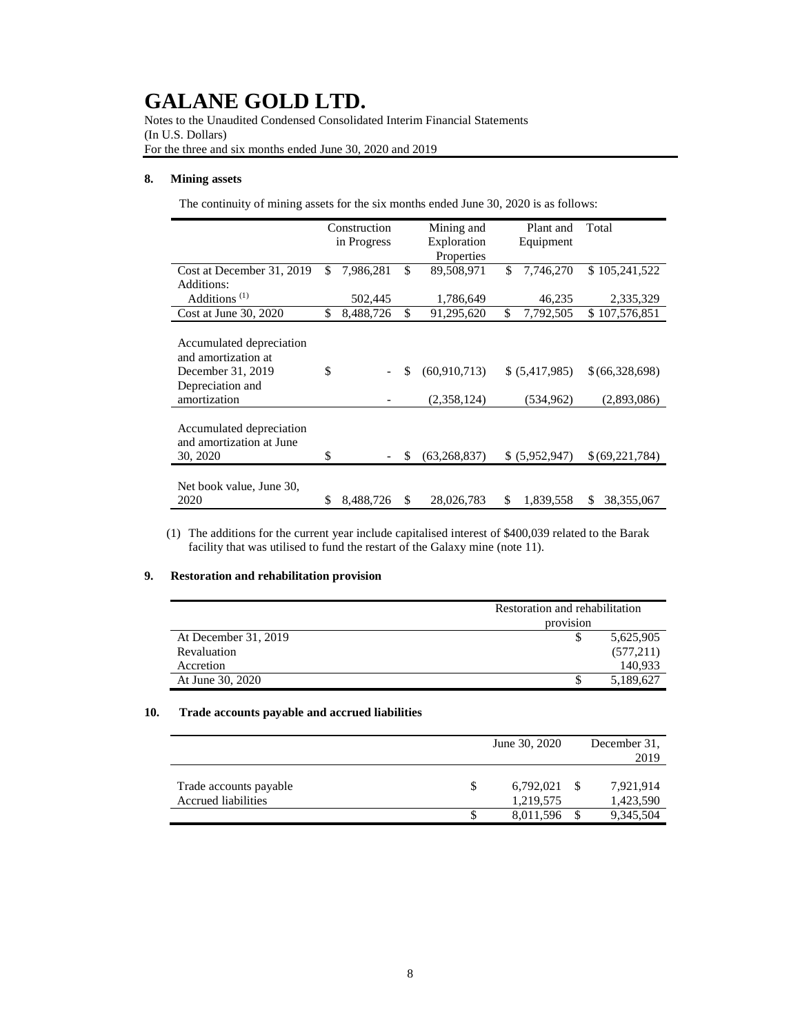# GALANE GOLD LTD.

Notes to the Unaudited Condensed Consolidated Interim Financial Statements
(In U.S. Dollars)
For the three and six months ended June 30, 2020 and 2019

## 8. Mining assets

The continuity of mining assets for the six months ended June 30, 2020 is as follows:

| | Construction in Progress | Mining and Exploration Properties | Plant and Equipment | Total |
|---|---|---|---|---|
| Cost at December 31, 2019 | $ 7,986,281 | $ 89,508,971 | $ 7,746,270 | $ 105,241,522 |
| Additions: | | | | |
| Additions [(1)] | 502,445 | 1,786,649 | 46,235 | 2,335,329 |
| Cost at June 30, 2020 | $ 8,488,726 | $ 91,295,620 | $ 7,792,505 | $ 107,576,851 |
| | | | | |
| Accumulated depreciation and amortization at December 31, 2019 | $ - | $ (60,910,713) | $ (5,417,985) | $ (66,328,698) |
| Depreciation and amortization | - | (2,358,124) | (534,962) | (2,893,086) |
| | | | | |
| Accumulated depreciation and amortization at June 30, 2020 | $ - | $ (63,268,837) | $ (5,952,947) | $ (69,221,784) |
| | | | | |
| Net book value, June 30, 2020 | $ 8,488,726 | $ 28,026,783 | $ 1,839,558 | $ 38,355,067 |

(1) The additions for the current year include capitalised interest of $400,039 related to the Barak facility that was utilised to fund the restart of the Galaxy mine (note 11).

## 9. Restoration and rehabilitation provision

| | Restoration and rehabilitation provision |
|---|---|
| At December 31, 2019 | $ 5,625,905 |
| Revaluation | (577,211) |
| Accretion | 140,933 |
| At June 30, 2020 | $ 5,189,627 |

## 10. Trade accounts payable and accrued liabilities

| | June 30, 2020 | December 31, 2019 |
|---|---|---|
| Trade accounts payable | $ 6,792,021 | $ 7,921,914 |
| Accrued liabilities | 1,219,575 | 1,423,590 |
| | $ 8,011,596 | $ 9,345,504 |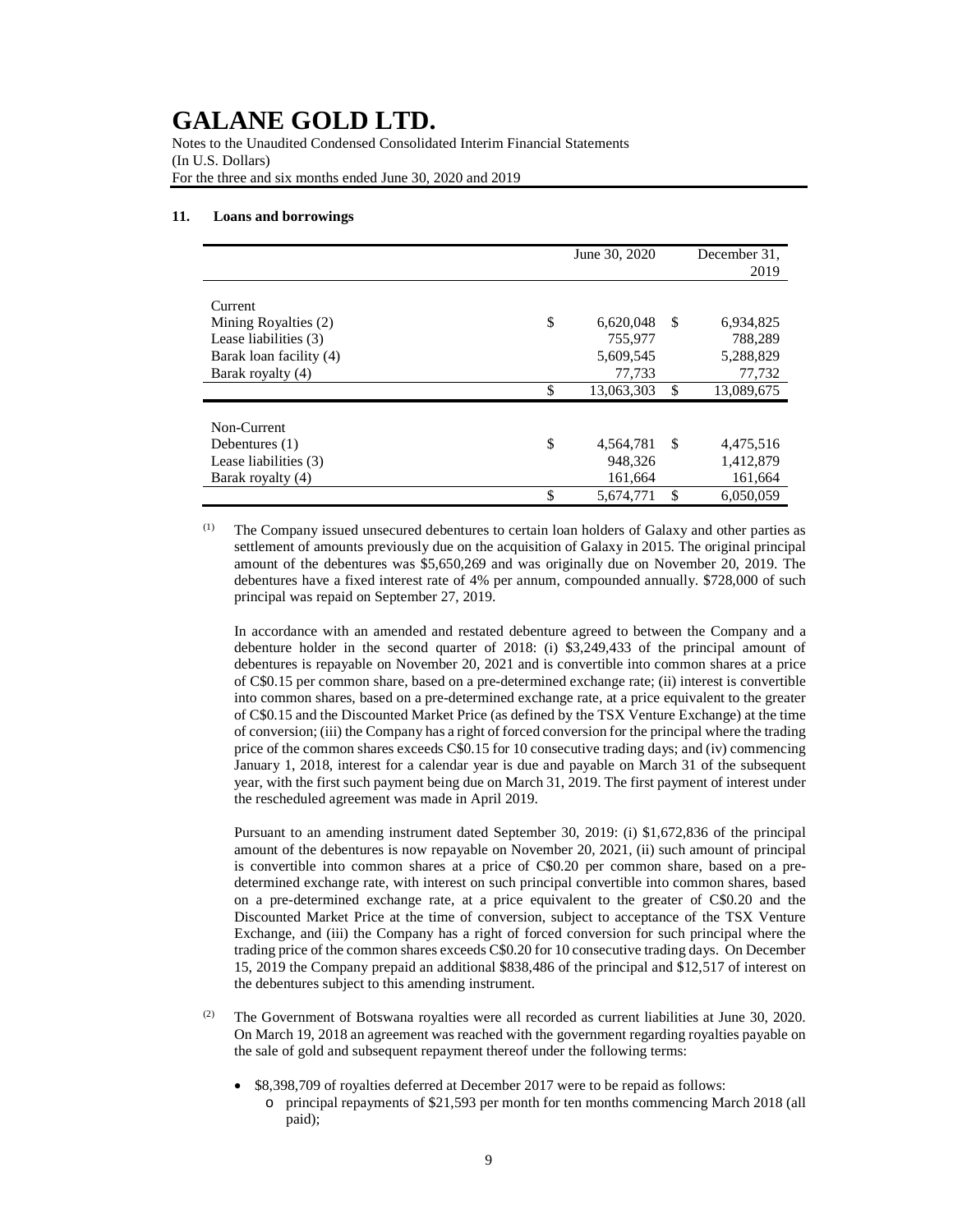## 11. Loans and borrowings

| | June 30, 2020 | December 31, 2019 |
|---|---|---|
| Current | | |
| Mining Royalties (2) | $ 6,620,048 | $ 6,934,825 |
| Lease liabilities (3) | 755,977 | 788,289 |
| Barak loan facility (4) | 5,609,545 | 5,288,829 |
| Barak royalty (4) | 77,733 | 77,732 |
| | $ 13,063,303 | $ 13,089,675 |
| Non-Current | | |
| Debentures (1) | $ 4,564,781 | $ 4,475,516 |
| Lease liabilities (3) | 948,326 | 1,412,879 |
| Barak royalty (4) | 161,664 | 161,664 |
| | $ 5,674,771 | $ 6,050,059 |

(1) The Company issued unsecured debentures to certain loan holders of Galaxy and other parties as settlement of amounts previously due on the acquisition of Galaxy in 2015. The original principal amount of the debentures was $5,650,269 and was originally due on November 20, 2019. The debentures have a fixed interest rate of 4% per annum, compounded annually. $728,000 of such principal was repaid on September 27, 2019.

In accordance with an amended and restated debenture agreed to between the Company and a debenture holder in the second quarter of 2018: (i) $3,249,433 of the principal amount of debentures is repayable on November 20, 2021 and is convertible into common shares at a price of C$0.15 per common share, based on a pre-determined exchange rate; (ii) interest is convertible into common shares, based on a pre-determined exchange rate, at a price equivalent to the greater of C$0.15 and the Discounted Market Price (as defined by the TSX Venture Exchange) at the time of conversion; (iii) the Company has a right of forced conversion for the principal where the trading price of the common shares exceeds C$0.15 for 10 consecutive trading days; and (iv) commencing January 1, 2018, interest for a calendar year is due and payable on March 31 of the subsequent year, with the first such payment being due on March 31, 2019. The first payment of interest under the rescheduled agreement was made in April 2019.

Pursuant to an amending instrument dated September 30, 2019: (i) $1,672,836 of the principal amount of the debentures is now repayable on November 20, 2021, (ii) such amount of principal is convertible into common shares at a price of C$0.20 per common share, based on a pre-determined exchange rate, with interest on such principal convertible into common shares, based on a pre-determined exchange rate, at a price equivalent to the greater of C$0.20 and the Discounted Market Price at the time of conversion, subject to acceptance of the TSX Venture Exchange, and (iii) the Company has a right of forced conversion for such principal where the trading price of the common shares exceeds C$0.20 for 10 consecutive trading days. On December 15, 2019 the Company prepaid an additional $838,486 of the principal and $12,517 of interest on the debentures subject to this amending instrument.

(2) The Government of Botswana royalties were all recorded as current liabilities at June 30, 2020. On March 19, 2018 an agreement was reached with the government regarding royalties payable on the sale of gold and subsequent repayment thereof under the following terms:

- $8,398,709 of royalties deferred at December 2017 were to be repaid as follows:
  - principal repayments of $21,593 per month for ten months commencing March 2018 (all paid);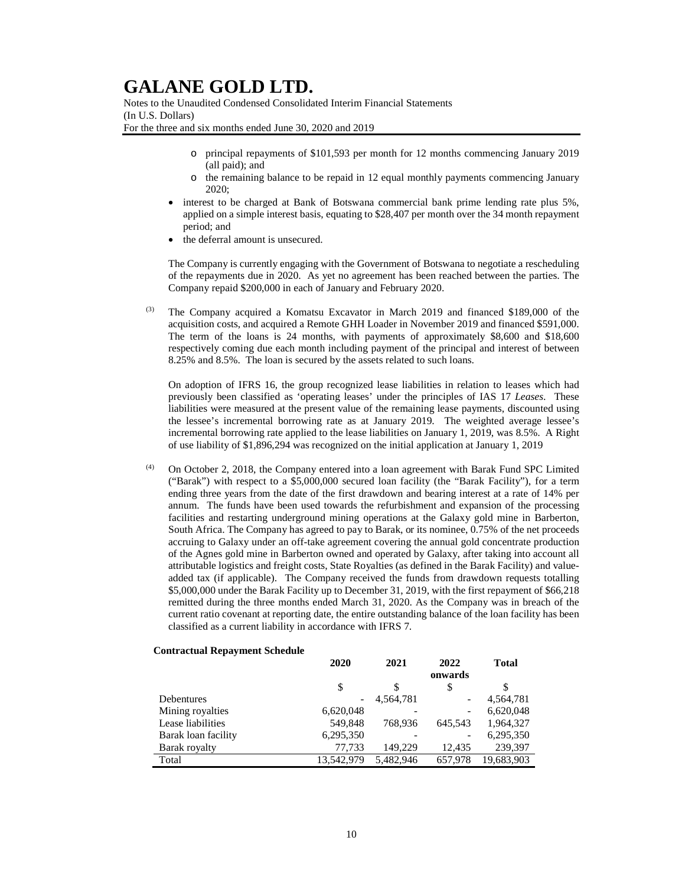- principal repayments of \$101,593 per month for 12 months commencing January 2019 (all paid); and
    - the remaining balance to be repaid in 12 equal monthly payments commencing January 2020;
- interest to be charged at Bank of Botswana commercial bank prime lending rate plus 5%, applied on a simple interest basis, equating to \$28,407 per month over the 34 month repayment period; and
- the deferral amount is unsecured.

The Company is currently engaging with the Government of Botswana to negotiate a rescheduling of the repayments due in 2020. As yet no agreement has been reached between the parties. The Company repaid \$200,000 in each of January and February 2020.

(3) The Company acquired a Komatsu Excavator in March 2019 and financed \$189,000 of the acquisition costs, and acquired a Remote GHH Loader in November 2019 and financed \$591,000. The term of the loans is 24 months, with payments of approximately \$8,600 and \$18,600 respectively coming due each month including payment of the principal and interest of between 8.25% and 8.5%. The loan is secured by the assets related to such loans.

On adoption of IFRS 16, the group recognized lease liabilities in relation to leases which had previously been classified as 'operating leases' under the principles of IAS 17 *Leases*. These liabilities were measured at the present value of the remaining lease payments, discounted using the lessee's incremental borrowing rate as at January 2019. The weighted average lessee's incremental borrowing rate applied to the lease liabilities on January 1, 2019, was 8.5%. A Right of use liability of \$1,896,294 was recognized on the initial application at January 1, 2019

(4) On October 2, 2018, the Company entered into a loan agreement with Barak Fund SPC Limited ("Barak") with respect to a \$5,000,000 secured loan facility (the "Barak Facility"), for a term ending three years from the date of the first drawdown and bearing interest at a rate of 14% per annum. The funds have been used towards the refurbishment and expansion of the processing facilities and restarting underground mining operations at the Galaxy gold mine in Barberton, South Africa. The Company has agreed to pay to Barak, or its nominee, 0.75% of the net proceeds accruing to Galaxy under an off-take agreement covering the annual gold concentrate production of the Agnes gold mine in Barberton owned and operated by Galaxy, after taking into account all attributable logistics and freight costs, State Royalties (as defined in the Barak Facility) and value-added tax (if applicable). The Company received the funds from drawdown requests totalling \$5,000,000 under the Barak Facility up to December 31, 2019, with the first repayment of \$66,218 remitted during the three months ended March 31, 2020. As the Company was in breach of the current ratio covenant at reporting date, the entire outstanding balance of the loan facility has been classified as a current liability in accordance with IFRS 7.

**Contractual Repayment Schedule**

| | 2020 | 2021 | 2022 onwards | Total |
|---|---|---|---|---|
| | \$ | \$ | \$ | \$ |
| Debentures | - | 4,564,781 | - | 4,564,781 |
| Mining royalties | 6,620,048 | - | - | 6,620,048 |
| Lease liabilities | 549,848 | 768,936 | 645,543 | 1,964,327 |
| Barak loan facility | 6,295,350 | - | - | 6,295,350 |
| Barak royalty | 77,733 | 149,229 | 12,435 | 239,397 |
| Total | 13,542,979 | 5,482,946 | 657,978 | 19,683,903 |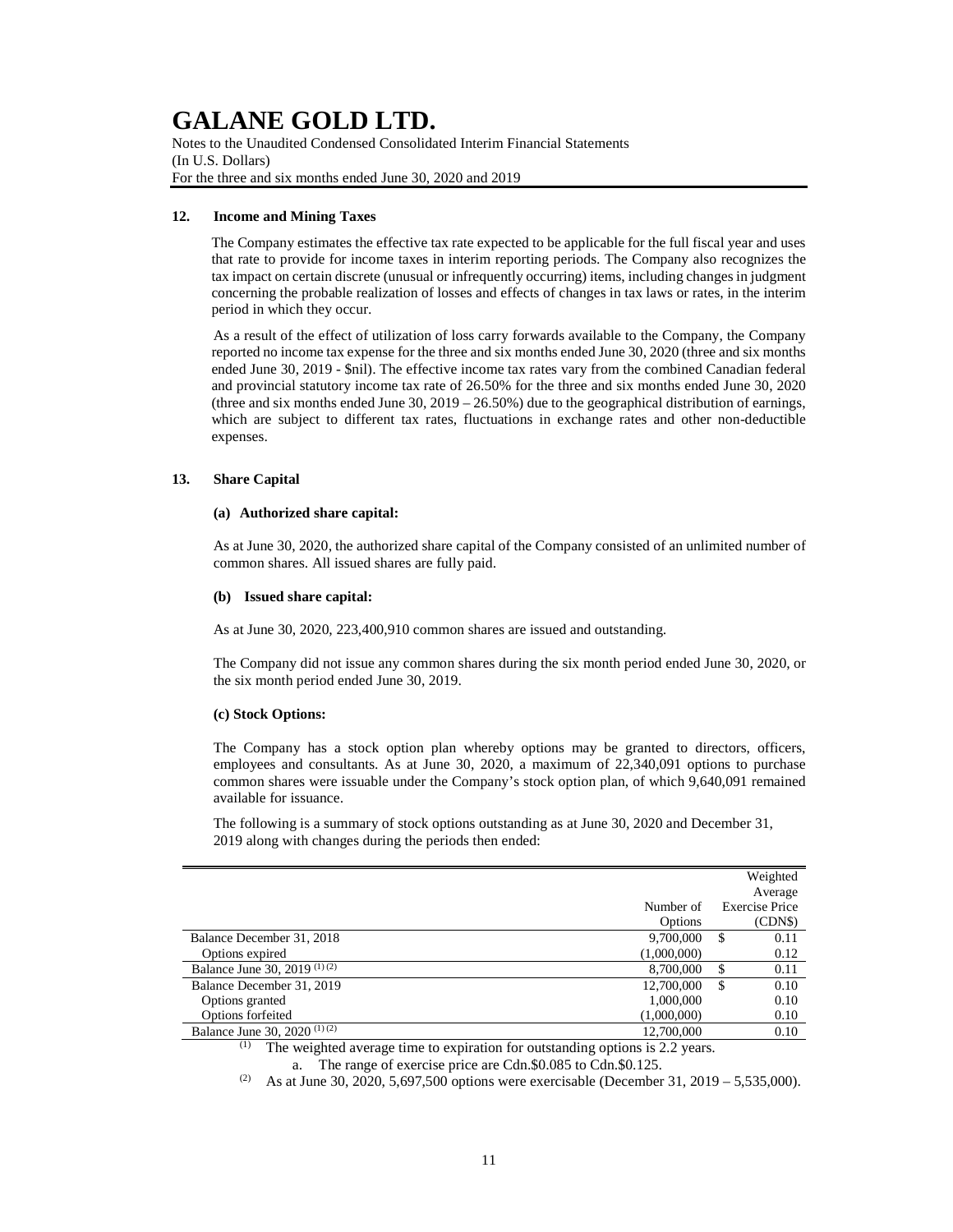## 12. Income and Mining Taxes

The Company estimates the effective tax rate expected to be applicable for the full fiscal year and uses that rate to provide for income taxes in interim reporting periods. The Company also recognizes the tax impact on certain discrete (unusual or infrequently occurring) items, including changes in judgment concerning the probable realization of losses and effects of changes in tax laws or rates, in the interim period in which they occur.

As a result of the effect of utilization of loss carry forwards available to the Company, the Company reported no income tax expense for the three and six months ended June 30, 2020 (three and six months ended June 30, 2019 - $nil). The effective income tax rates vary from the combined Canadian federal and provincial statutory income tax rate of 26.50% for the three and six months ended June 30, 2020 (three and six months ended June 30, 2019 – 26.50%) due to the geographical distribution of earnings, which are subject to different tax rates, fluctuations in exchange rates and other non-deductible expenses.

## 13. Share Capital

### (a) Authorized share capital:

As at June 30, 2020, the authorized share capital of the Company consisted of an unlimited number of common shares. All issued shares are fully paid.

### (b) Issued share capital:

As at June 30, 2020, 223,400,910 common shares are issued and outstanding.

The Company did not issue any common shares during the six month period ended June 30, 2020, or the six month period ended June 30, 2019.

### (c) Stock Options:

The Company has a stock option plan whereby options may be granted to directors, officers, employees and consultants. As at June 30, 2020, a maximum of 22,340,091 options to purchase common shares were issuable under the Company's stock option plan, of which 9,640,091 remained available for issuance.

The following is a summary of stock options outstanding as at June 30, 2020 and December 31, 2019 along with changes during the periods then ended:

| | Number of Options | Weighted Average Exercise Price (CDN$) |
|---|---|---|
| Balance December 31, 2018 | 9,700,000 | $ 0.11 |
| Options expired | (1,000,000) | 0.12 |
| Balance June 30, 2019 [(1) (2)] | 8,700,000 | $ 0.11 |
| Balance December 31, 2019 | 12,700,000 | $ 0.10 |
| Options granted | 1,000,000 | 0.10 |
| Options forfeited | (1,000,000) | 0.10 |
| Balance June 30, 2020 [(1) (2)] | 12,700,000 | 0.10 |

(1) The weighted average time to expiration for outstanding options is 2.2 years.

a. The range of exercise price are Cdn.$0.085 to Cdn.$0.125.

(2) As at June 30, 2020, 5,697,500 options were exercisable (December 31, 2019 – 5,535,000).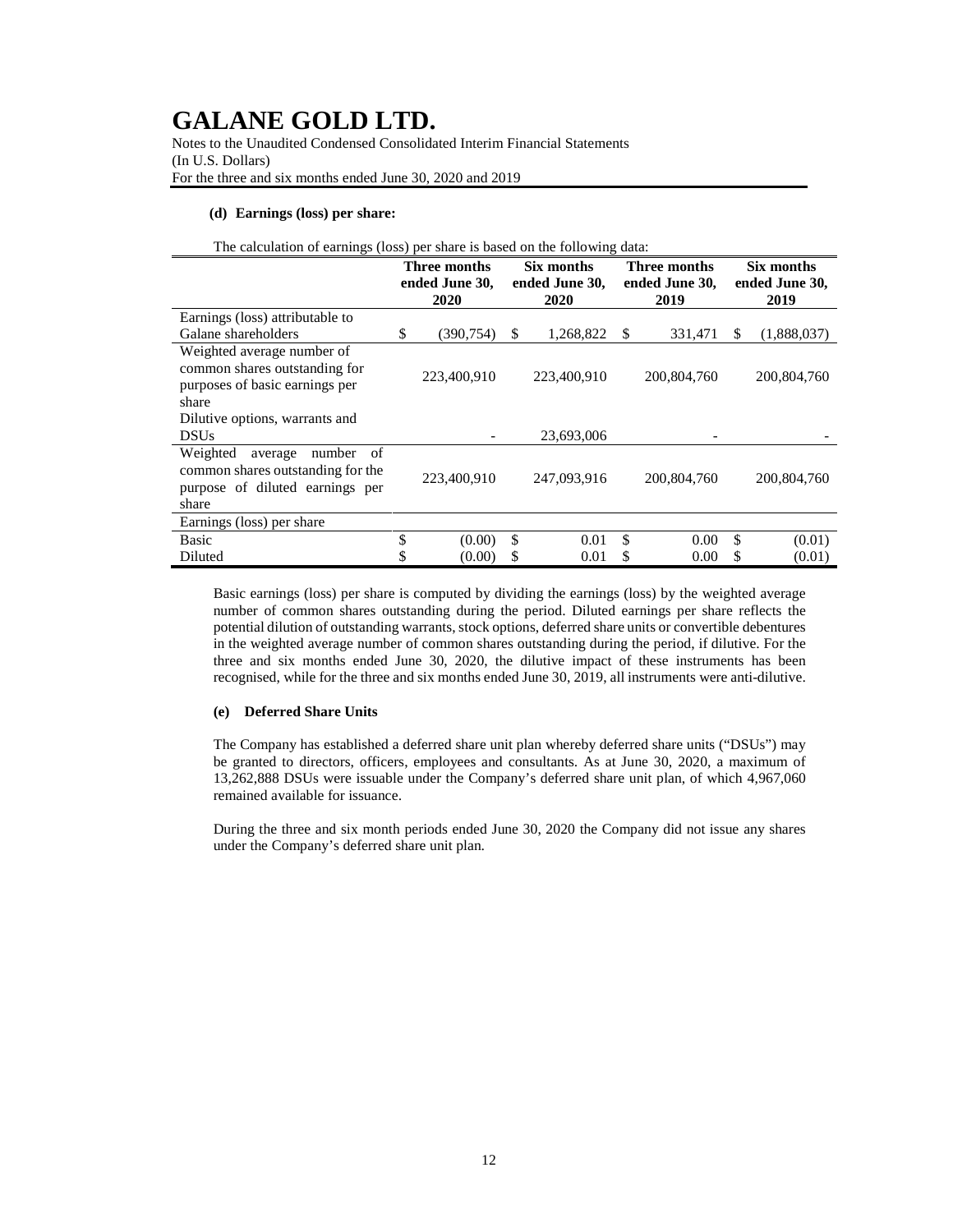#### (d) Earnings (loss) per share:

The calculation of earnings (loss) per share is based on the following data:

| | Three months ended June 30, 2020 | Six months ended June 30, 2020 | Three months ended June 30, 2019 | Six months ended June 30, 2019 |
|---|---|---|---|---|
| Earnings (loss) attributable to Galane shareholders | $ (390,754) | $ 1,268,822 | $ 331,471 | $ (1,888,037) |
| Weighted average number of common shares outstanding for purposes of basic earnings per share | 223,400,910 | 223,400,910 | 200,804,760 | 200,804,760 |
| Dilutive options, warrants and DSUs | - | 23,693,006 | - | - |
| Weighted average number of common shares outstanding for the purpose of diluted earnings per share | 223,400,910 | 247,093,916 | 200,804,760 | 200,804,760 |
| Earnings (loss) per share | | | | |
| Basic | $ (0.00) | $ 0.01 | $ 0.00 | $ (0.01) |
| Diluted | $ (0.00) | $ 0.01 | $ 0.00 | $ (0.01) |

Basic earnings (loss) per share is computed by dividing the earnings (loss) by the weighted average number of common shares outstanding during the period. Diluted earnings per share reflects the potential dilution of outstanding warrants, stock options, deferred share units or convertible debentures in the weighted average number of common shares outstanding during the period, if dilutive. For the three and six months ended June 30, 2020, the dilutive impact of these instruments has been recognised, while for the three and six months ended June 30, 2019, all instruments were anti-dilutive.

#### (e) Deferred Share Units

The Company has established a deferred share unit plan whereby deferred share units ("DSUs") may be granted to directors, officers, employees and consultants. As at June 30, 2020, a maximum of 13,262,888 DSUs were issuable under the Company's deferred share unit plan, of which 4,967,060 remained available for issuance.

During the three and six month periods ended June 30, 2020 the Company did not issue any shares under the Company's deferred share unit plan.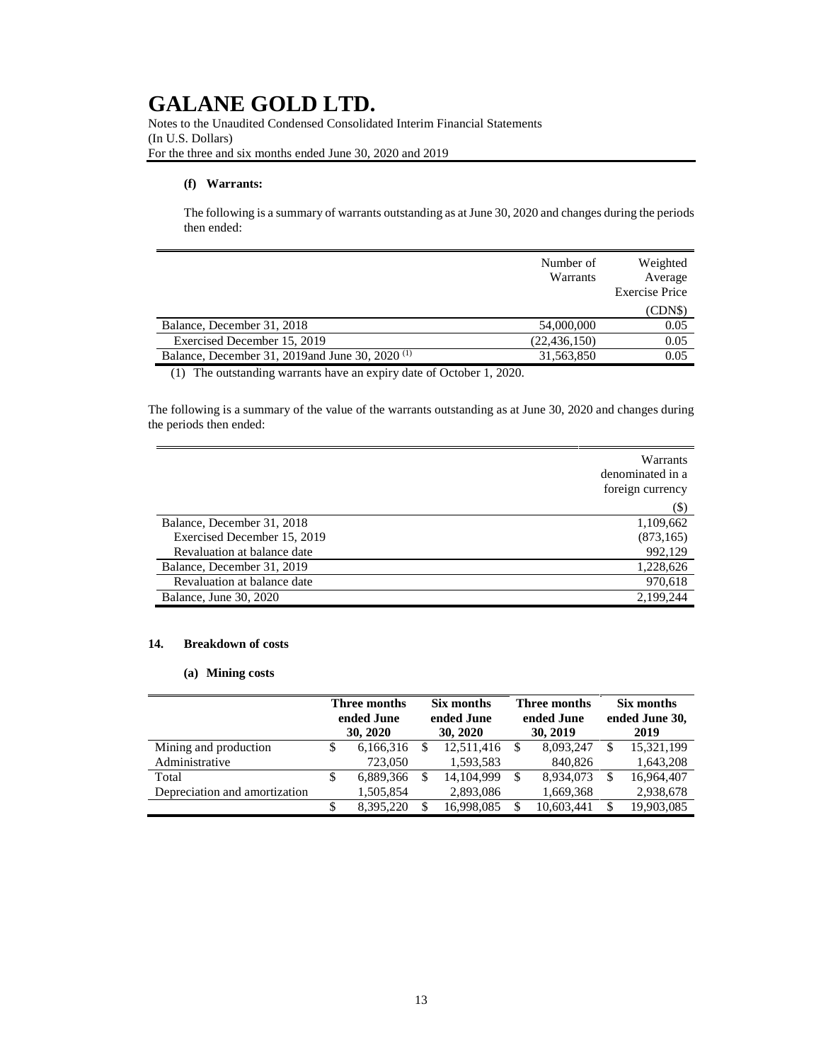#### (f) Warrants:

The following is a summary of warrants outstanding as at June 30, 2020 and changes during the periods then ended:

| | Number of Warrants | Weighted Average Exercise Price |
|---|---|---|
| | | (CDN$) |
| Balance, December 31, 2018 | 54,000,000 | 0.05 |
| Exercised December 15, 2019 | (22,436,150) | 0.05 |
| Balance, December 31, 2019and June 30, 2020 [(1)] | 31,563,850 | 0.05 |

(1) The outstanding warrants have an expiry date of October 1, 2020.

The following is a summary of the value of the warrants outstanding as at June 30, 2020 and changes during the periods then ended:

| | Warrants denominated in a foreign currency |
|---|---|
| | ($) |
| Balance, December 31, 2018 | 1,109,662 |
| Exercised December 15, 2019 | (873,165) |
| Revaluation at balance date | 992,129 |
| Balance, December 31, 2019 | 1,228,626 |
| Revaluation at balance date | 970,618 |
| Balance, June 30, 2020 | 2,199,244 |

## 14. Breakdown of costs

### (a) Mining costs

| | Three months ended June 30, 2020 | Six months ended June 30, 2020 | Three months ended June 30, 2019 | Six months ended June 30, 2019 |
|---|---|---|---|---|
| Mining and production | $ 6,166,316 | $ 12,511,416 | $ 8,093,247 | $ 15,321,199 |
| Administrative | 723,050 | 1,593,583 | 840,826 | 1,643,208 |
| Total | $ 6,889,366 | $ 14,104,999 | $ 8,934,073 | $ 16,964,407 |
| Depreciation and amortization | 1,505,854 | 2,893,086 | 1,669,368 | 2,938,678 |
| | $ 8,395,220 | $ 16,998,085 | $ 10,603,441 | $ 19,903,085 |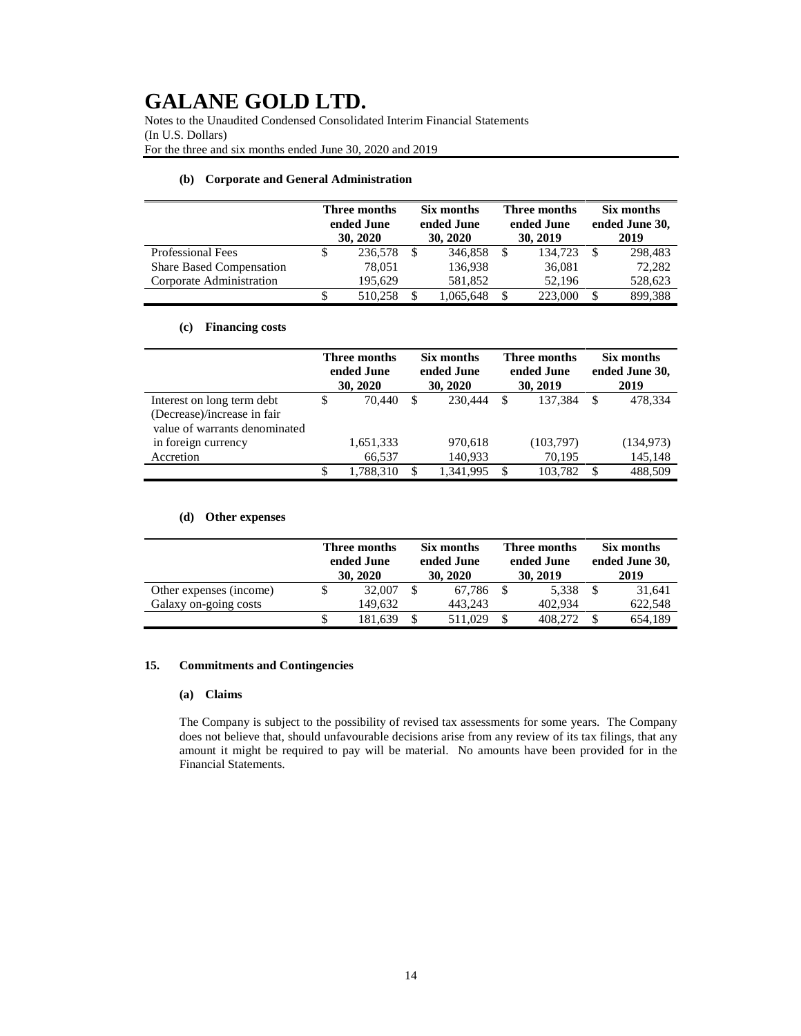# GALANE GOLD LTD.

Notes to the Unaudited Condensed Consolidated Interim Financial Statements
(In U.S. Dollars)
For the three and six months ended June 30, 2020 and 2019

### (b) Corporate and General Administration

| | Three months ended June 30, 2020 | Six months ended June 30, 2020 | Three months ended June 30, 2019 | Six months ended June 30, 2019 |
|---|---|---|---|---|
| Professional Fees | $ 236,578 | $ 346,858 | $ 134,723 | $ 298,483 |
| Share Based Compensation | 78,051 | 136,938 | 36,081 | 72,282 |
| Corporate Administration | 195,629 | 581,852 | 52,196 | 528,623 |
| | $ 510,258 | $ 1,065,648 | $ 223,000 | $ 899,388 |

### (c) Financing costs

| | Three months ended June 30, 2020 | Six months ended June 30, 2020 | Three months ended June 30, 2019 | Six months ended June 30, 2019 |
|---|---|---|---|---|
| Interest on long term debt | $ 70,440 | $ 230,444 | $ 137,384 | $ 478,334 |
| (Decrease)/increase in fair value of warrants denominated in foreign currency | 1,651,333 | 970,618 | (103,797) | (134,973) |
| Accretion | 66,537 | 140,933 | 70,195 | 145,148 |
| | $ 1,788,310 | $ 1,341,995 | $ 103,782 | $ 488,509 |

### (d) Other expenses

| | Three months ended June 30, 2020 | Six months ended June 30, 2020 | Three months ended June 30, 2019 | Six months ended June 30, 2019 |
|---|---|---|---|---|
| Other expenses (income) | $ 32,007 | $ 67,786 | $ 5,338 | $ 31,641 |
| Galaxy on-going costs | 149,632 | 443,243 | 402,934 | 622,548 |
| | $ 181,639 | $ 511,029 | $ 408,272 | $ 654,189 |

## 15. Commitments and Contingencies

### (a) Claims

The Company is subject to the possibility of revised tax assessments for some years. The Company does not believe that, should unfavourable decisions arise from any review of its tax filings, that any amount it might be required to pay will be material. No amounts have been provided for in the Financial Statements.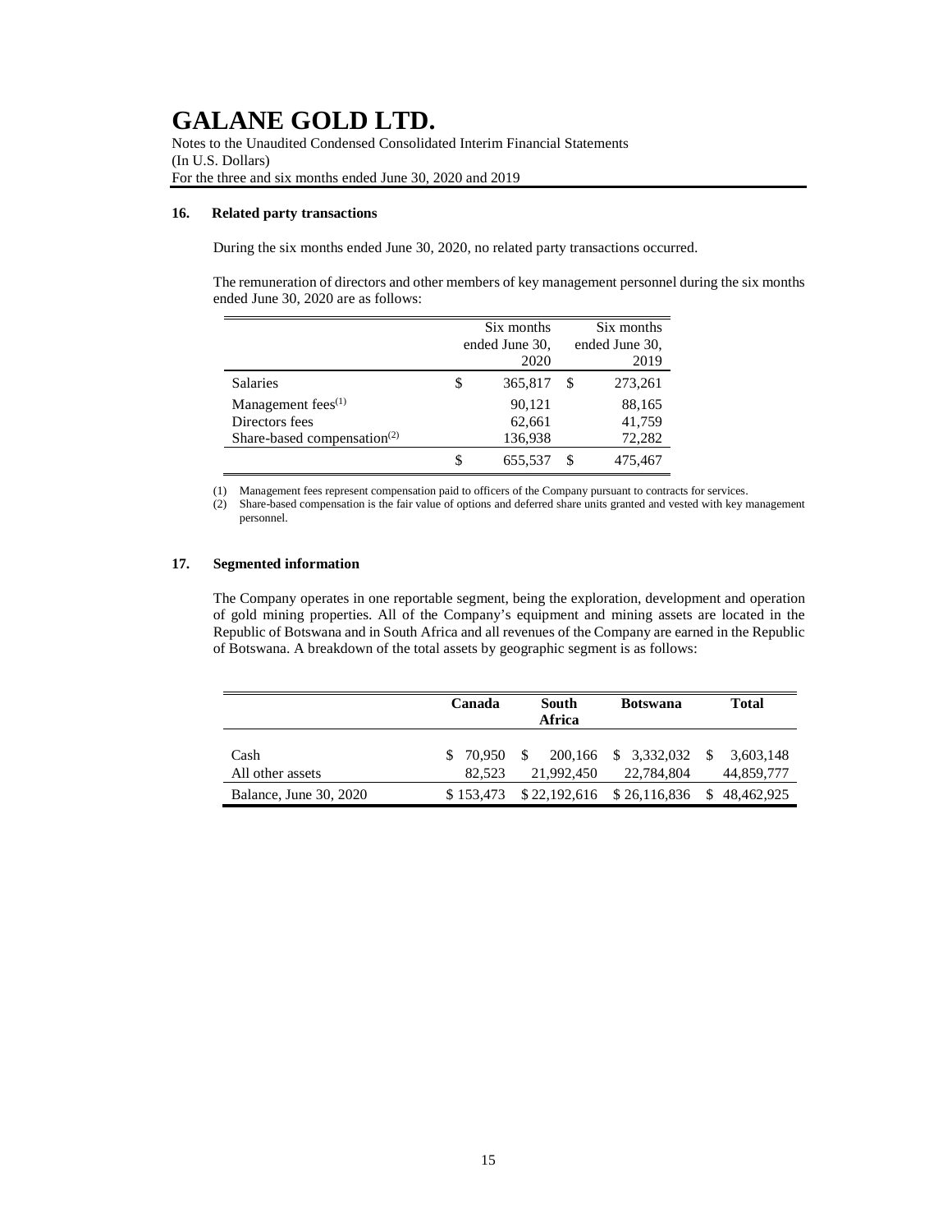# GALANE GOLD LTD.

Notes to the Unaudited Condensed Consolidated Interim Financial Statements
(In U.S. Dollars)
For the three and six months ended June 30, 2020 and 2019

### 16. Related party transactions

During the six months ended June 30, 2020, no related party transactions occurred.

The remuneration of directors and other members of key management personnel during the six months ended June 30, 2020 are as follows:

| | Six months ended June 30, 2020 | Six months ended June 30, 2019 |
|---|---|---|
| Salaries | $ 365,817 | $ 273,261 |
| Management fees[(1)] | 90,121 | 88,165 |
| Directors fees | 62,661 | 41,759 |
| Share-based compensation[(2)] | 136,938 | 72,282 |
| | $ 655,537 | $ 475,467 |

(1) Management fees represent compensation paid to officers of the Company pursuant to contracts for services.
(2) Share-based compensation is the fair value of options and deferred share units granted and vested with key management personnel.

### 17. Segmented information

The Company operates in one reportable segment, being the exploration, development and operation of gold mining properties. All of the Company's equipment and mining assets are located in the Republic of Botswana and in South Africa and all revenues of the Company are earned in the Republic of Botswana. A breakdown of the total assets by geographic segment is as follows:

| | Canada | South Africa | Botswana | Total |
|---|---|---|---|---|
| Cash | $ 70,950 | $ 200,166 | $ 3,332,032 | $ 3,603,148 |
| All other assets | 82,523 | 21,992,450 | 22,784,804 | 44,859,777 |
| Balance, June 30, 2020 | $ 153,473 | $ 22,192,616 | $ 26,116,836 | $ 48,462,925 |